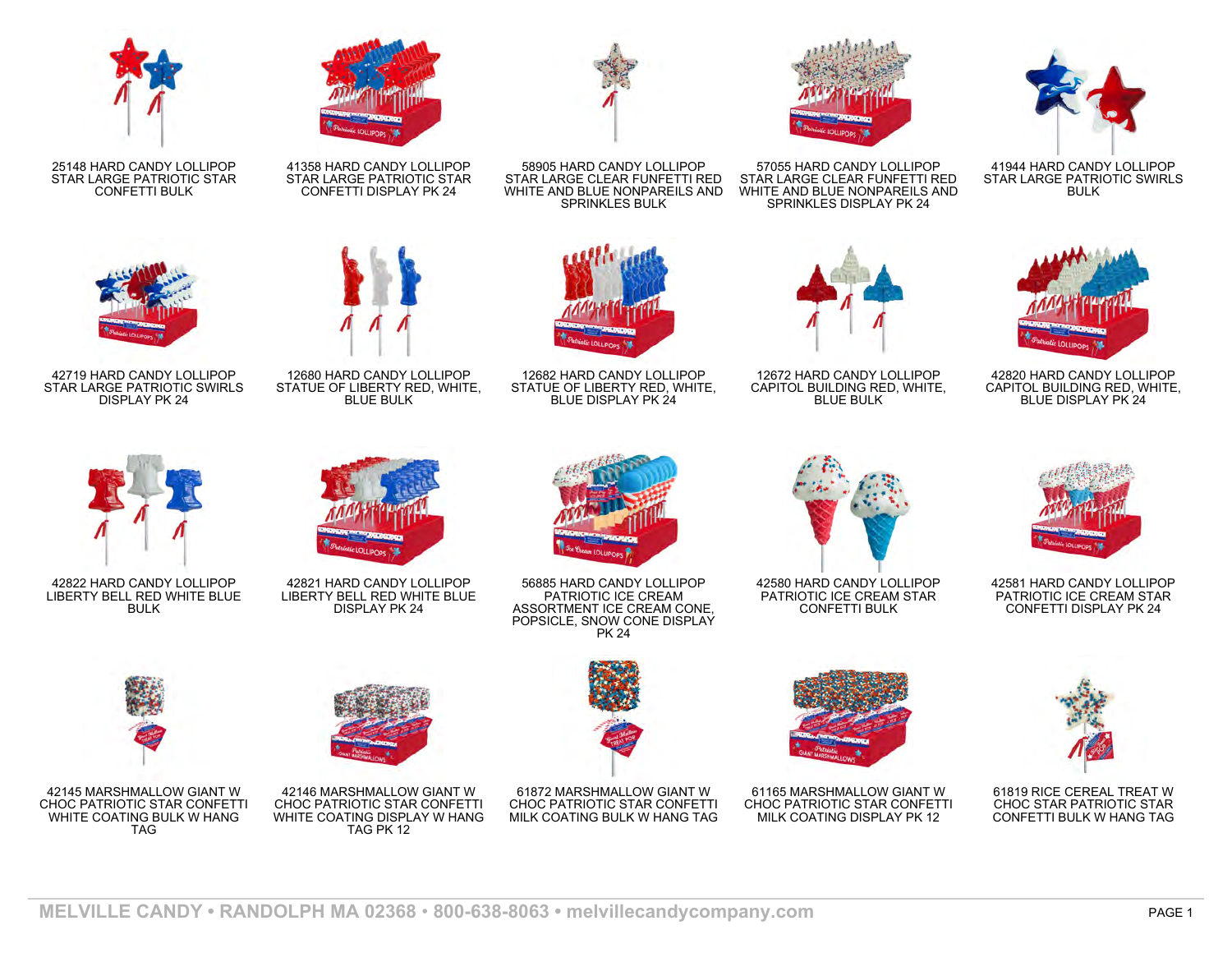25148 HARD CANDY LOLLIPOP STAR LARGE PATRIOTIC STAR CONFETTI BULK

41358 HARD CANDY LOLLIPOP STAR LARGE PATRIOTIC STAR CONFETTI DISPLAY PK 24

58905 HARD CANDY LOLLIPOP STAR LARGE CLEAR FUNFETTI RED WHITE AND BLUE NONPAREILS AND SPRINKLES BULK

57055 HARD CANDY LOLLIPOP STAR LARGE CLEAR FUNFETTI RED WHITE AND BLUE NONPAREILS AND SPRINKLES DISPLAY PK 24

41944 HARD CANDY LOLLIPOP STAR LARGE PATRIOTIC SWIRLS BULK

42719 HARD CANDY LOLLIPOP STAR LARGE PATRIOTIC SWIRLS DISPLAY PK 24

12680 HARD CANDY LOLLIPOP STATUE OF LIBERTY RED, WHITE, BLUE BULK

12682 HARD CANDY LOLLIPOP STATUE OF LIBERTY RED, WHITE, BLUE DISPLAY PK 24

12672 HARD CANDY LOLLIPOP CAPITOL BUILDING RED, WHITE, BLUE BULK

42820 HARD CANDY LOLLIPOP CAPITOL BUILDING RED, WHITE, BLUE DISPLAY PK 24

42822 HARD CANDY LOLLIPOP LIBERTY BELL RED WHITE BLUE BULK

42821 HARD CANDY LOLLIPOP LIBERTY BELL RED WHITE BLUE DISPLAY PK 24

56885 HARD CANDY LOLLIPOP PATRIOTIC ICE CREAM ASSORTMENT ICE CREAM CONE, POPSICLE, SNOW CONE DISPLAY PK 24

42580 HARD CANDY LOLLIPOP PATRIOTIC ICE CREAM STAR CONFETTI BULK

42581 HARD CANDY LOLLIPOP PATRIOTIC ICE CREAM STAR CONFETTI DISPLAY PK 24

42145 MARSHMALLOW GIANT W CHOC PATRIOTIC STAR CONFETTI WHITE COATING BULK W HANG TAG

42146 MARSHMALLOW GIANT W CHOC PATRIOTIC STAR CONFETTI WHITE COATING DISPLAY W HANG TAG PK 12

61872 MARSHMALLOW GIANT W CHOC PATRIOTIC STAR CONFETTI MILK COATING BULK W HANG TAG

61165 MARSHMALLOW GIANT W CHOC PATRIOTIC STAR CONFETTI MILK COATING DISPLAY PK 12

61819 RICE CEREAL TREAT W CHOC STAR PATRIOTIC STAR CONFETTI BULK W HANG TAG

MELVILLE CANDY • RANDOLPH MA 02368 • 800-638-8063 • melvillecandycompany.com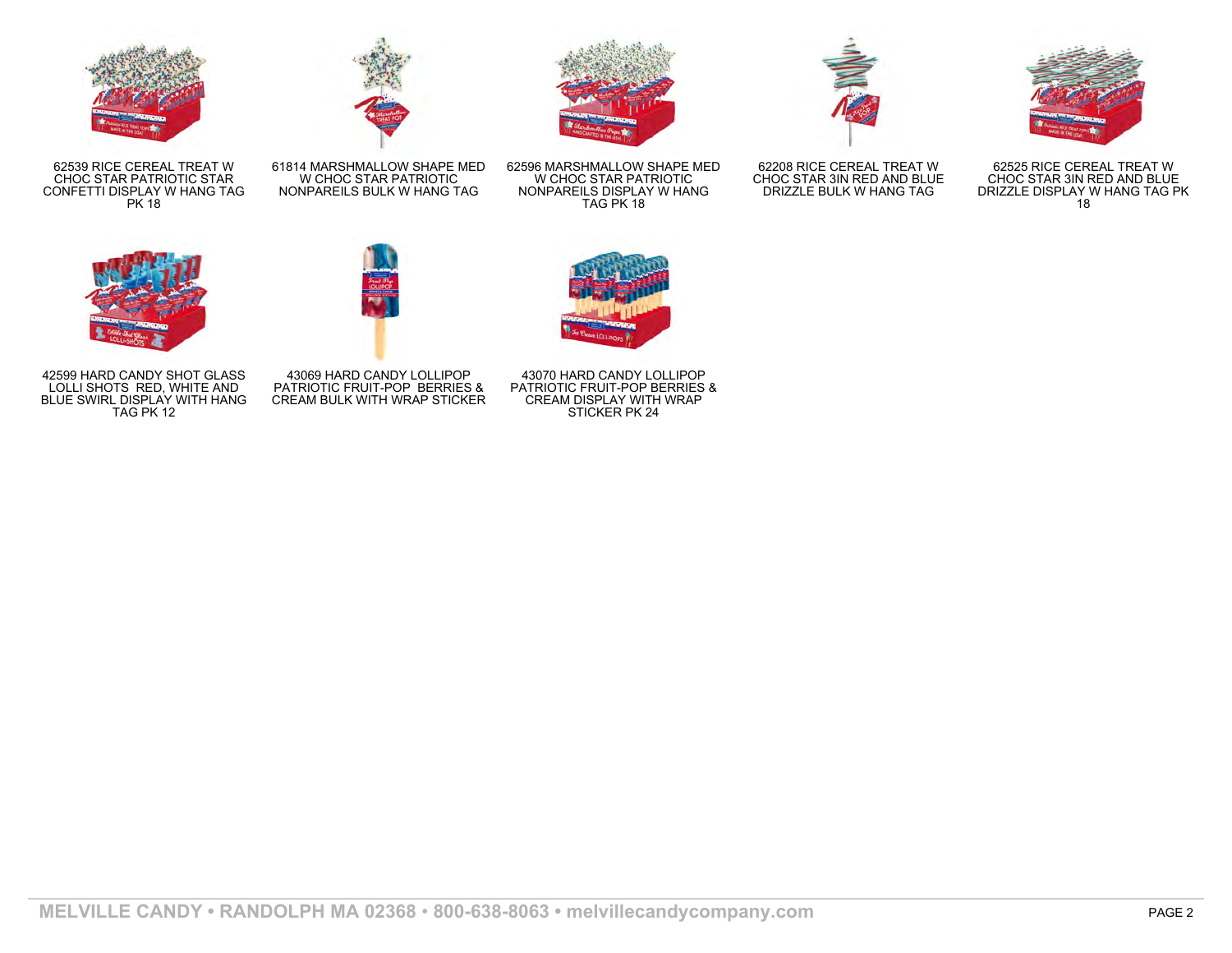62539 RICE CEREAL TREAT W CHOC STAR PATRIOTIC STAR CONFETTI DISPLAY W HANG TAG PK 18

61814 MARSHMALLOW SHAPE MED W CHOC STAR PATRIOTIC NONPAREILS BULK W HANG TAG

62596 MARSHMALLOW SHAPE MED W CHOC STAR PATRIOTIC NONPAREILS DISPLAY W HANG TAG PK 18

62208 RICE CEREAL TREAT W CHOC STAR 3IN RED AND BLUE DRIZZLE BULK W HANG TAG

62525 RICE CEREAL TREAT W CHOC STAR 3IN RED AND BLUE DRIZZLE DISPLAY W HANG TAG PK 18

42599 HARD CANDY SHOT GLASS LOLLI SHOTS RED, WHITE AND BLUE SWIRL DISPLAY WITH HANG TAG PK 12

43069 HARD CANDY LOLLIPOP PATRIOTIC FRUIT-POP BERRIES & CREAM BULK WITH WRAP STICKER

43070 HARD CANDY LOLLIPOP PATRIOTIC FRUIT-POP BERRIES & CREAM DISPLAY WITH WRAP STICKER PK 24

**MELVILLE CANDY • RANDOLPH MA 02368 • 800-638-8063 • melvillecandycompany.com**